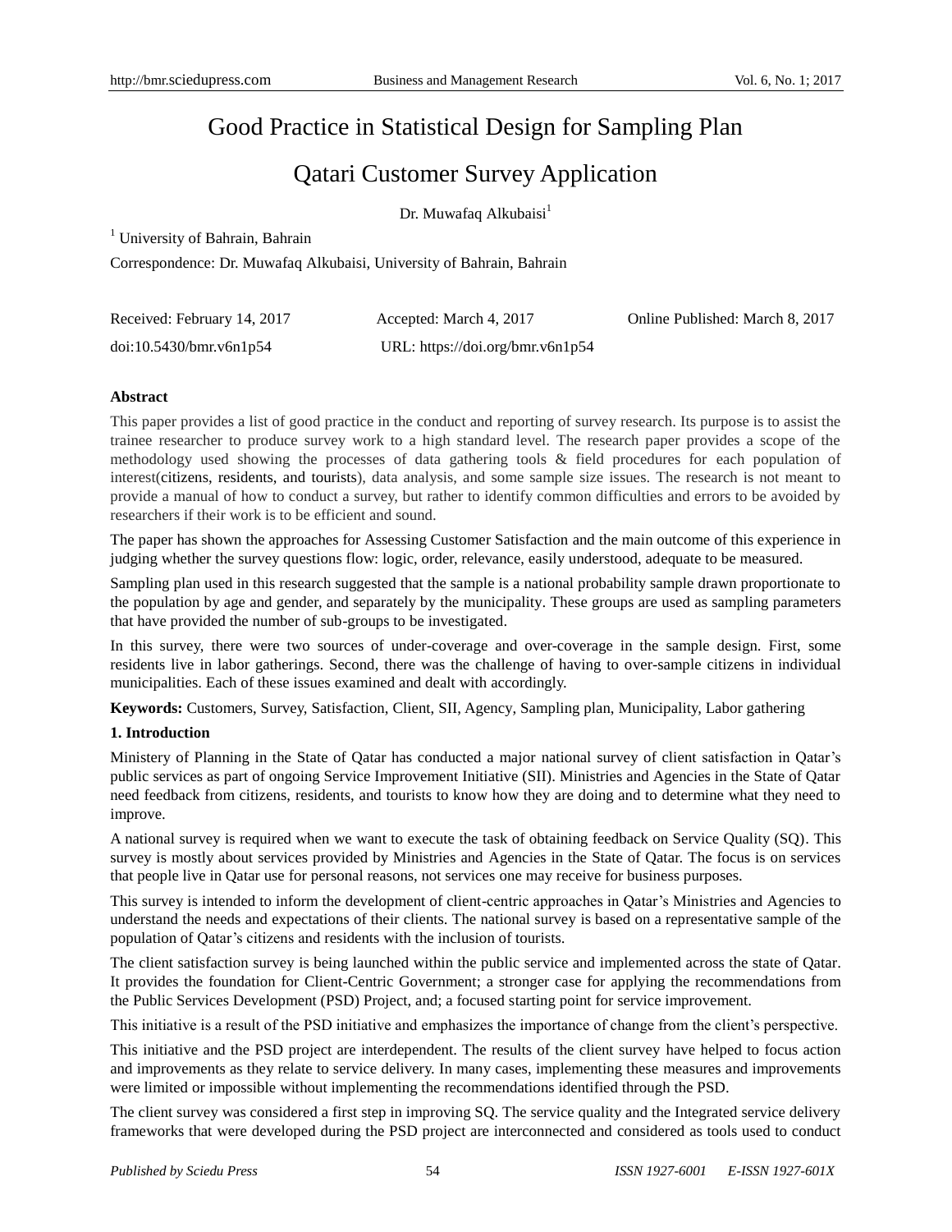# Good Practice in Statistical Design for Sampling Plan

# Qatari Customer Survey Application

Dr. Muwafaq Alkubaisi[1]

[1] University of Bahrain, Bahrain

Correspondence: Dr. Muwafaq Alkubaisi, University of Bahrain, Bahrain

Received: February 14, 2017 Accepted: March 4, 2017 Online Published: March 8, 2017

doi:10.5430/bmr.v6n1p54 URL: https://doi.org/bmr.v6n1p54

**Abstract**

This paper provides a list of good practice in the conduct and reporting of survey research. Its purpose is to assist the trainee researcher to produce survey work to a high standard level. The research paper provides a scope of the methodology used showing the processes of data gathering tools & field procedures for each population of interest(citizens, residents, and tourists), data analysis, and some sample size issues. The research is not meant to provide a manual of how to conduct a survey, but rather to identify common difficulties and errors to be avoided by researchers if their work is to be efficient and sound.

The paper has shown the approaches for Assessing Customer Satisfaction and the main outcome of this experience in judging whether the survey questions flow: logic, order, relevance, easily understood, adequate to be measured.

Sampling plan used in this research suggested that the sample is a national probability sample drawn proportionate to the population by age and gender, and separately by the municipality. These groups are used as sampling parameters that have provided the number of sub-groups to be investigated.

In this survey, there were two sources of under-coverage and over-coverage in the sample design. First, some residents live in labor gatherings. Second, there was the challenge of having to over-sample citizens in individual municipalities. Each of these issues examined and dealt with accordingly.

**Keywords:** Customers, Survey, Satisfaction, Client, SII, Agency, Sampling plan, Municipality, Labor gathering

## 1. Introduction

Ministery of Planning in the State of Qatar has conducted a major national survey of client satisfaction in Qatar's public services as part of ongoing Service Improvement Initiative (SII). Ministries and Agencies in the State of Qatar need feedback from citizens, residents, and tourists to know how they are doing and to determine what they need to improve.

A national survey is required when we want to execute the task of obtaining feedback on Service Quality (SQ). This survey is mostly about services provided by Ministries and Agencies in the State of Qatar. The focus is on services that people live in Qatar use for personal reasons, not services one may receive for business purposes.

This survey is intended to inform the development of client-centric approaches in Qatar's Ministries and Agencies to understand the needs and expectations of their clients. The national survey is based on a representative sample of the population of Qatar's citizens and residents with the inclusion of tourists.

The client satisfaction survey is being launched within the public service and implemented across the state of Qatar. It provides the foundation for Client-Centric Government; a stronger case for applying the recommendations from the Public Services Development (PSD) Project, and; a focused starting point for service improvement.

This initiative is a result of the PSD initiative and emphasizes the importance of change from the client's perspective.

This initiative and the PSD project are interdependent. The results of the client survey have helped to focus action and improvements as they relate to service delivery. In many cases, implementing these measures and improvements were limited or impossible without implementing the recommendations identified through the PSD.

The client survey was considered a first step in improving SQ. The service quality and the Integrated service delivery frameworks that were developed during the PSD project are interconnected and considered as tools used to conduct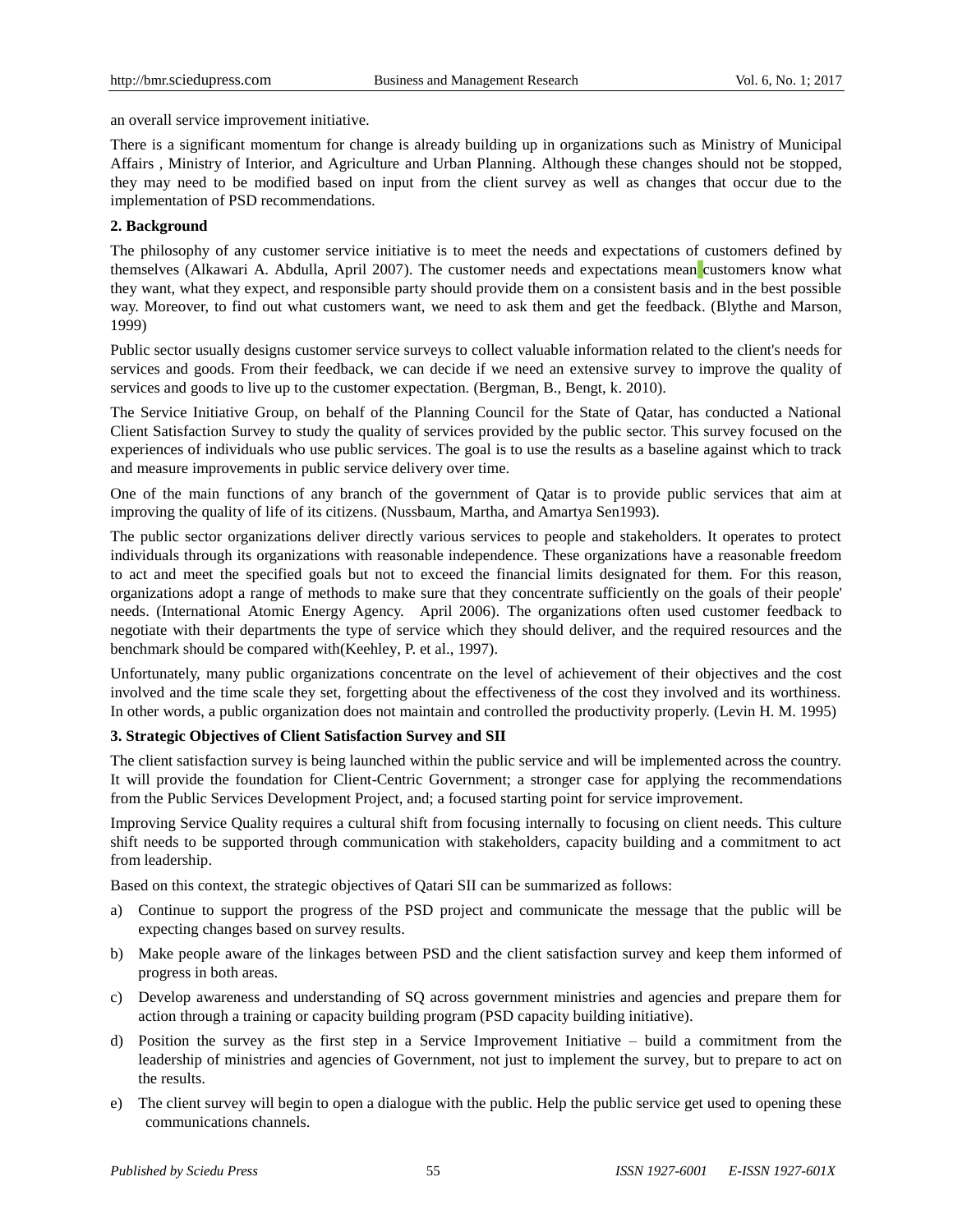an overall service improvement initiative.

There is a significant momentum for change is already building up in organizations such as Ministry of Municipal Affairs , Ministry of Interior, and Agriculture and Urban Planning. Although these changes should not be stopped, they may need to be modified based on input from the client survey as well as changes that occur due to the implementation of PSD recommendations.

## 2. Background

The philosophy of any customer service initiative is to meet the needs and expectations of customers defined by themselves (Alkawari A. Abdulla, April 2007). The customer needs and expectations mean customers know what they want, what they expect, and responsible party should provide them on a consistent basis and in the best possible way. Moreover, to find out what customers want, we need to ask them and get the feedback. (Blythe and Marson, 1999)

Public sector usually designs customer service surveys to collect valuable information related to the client's needs for services and goods. From their feedback, we can decide if we need an extensive survey to improve the quality of services and goods to live up to the customer expectation. (Bergman, B., Bengt, k. 2010).

The Service Initiative Group, on behalf of the Planning Council for the State of Qatar, has conducted a National Client Satisfaction Survey to study the quality of services provided by the public sector. This survey focused on the experiences of individuals who use public services. The goal is to use the results as a baseline against which to track and measure improvements in public service delivery over time.

One of the main functions of any branch of the government of Qatar is to provide public services that aim at improving the quality of life of its citizens. (Nussbaum, Martha, and Amartya Sen1993).

The public sector organizations deliver directly various services to people and stakeholders. It operates to protect individuals through its organizations with reasonable independence. These organizations have a reasonable freedom to act and meet the specified goals but not to exceed the financial limits designated for them. For this reason, organizations adopt a range of methods to make sure that they concentrate sufficiently on the goals of their people' needs. (International Atomic Energy Agency. April 2006). The organizations often used customer feedback to negotiate with their departments the type of service which they should deliver, and the required resources and the benchmark should be compared with(Keehley, P. et al., 1997).

Unfortunately, many public organizations concentrate on the level of achievement of their objectives and the cost involved and the time scale they set, forgetting about the effectiveness of the cost they involved and its worthiness. In other words, a public organization does not maintain and controlled the productivity properly. (Levin H. M. 1995)

## 3. Strategic Objectives of Client Satisfaction Survey and SII

The client satisfaction survey is being launched within the public service and will be implemented across the country. It will provide the foundation for Client-Centric Government; a stronger case for applying the recommendations from the Public Services Development Project, and; a focused starting point for service improvement.

Improving Service Quality requires a cultural shift from focusing internally to focusing on client needs. This culture shift needs to be supported through communication with stakeholders, capacity building and a commitment to act from leadership.

Based on this context, the strategic objectives of Qatari SII can be summarized as follows:

a) Continue to support the progress of the PSD project and communicate the message that the public will be expecting changes based on survey results.

b) Make people aware of the linkages between PSD and the client satisfaction survey and keep them informed of progress in both areas.

c) Develop awareness and understanding of SQ across government ministries and agencies and prepare them for action through a training or capacity building program (PSD capacity building initiative).

d) Position the survey as the first step in a Service Improvement Initiative – build a commitment from the leadership of ministries and agencies of Government, not just to implement the survey, but to prepare to act on the results.

e) The client survey will begin to open a dialogue with the public. Help the public service get used to opening these communications channels.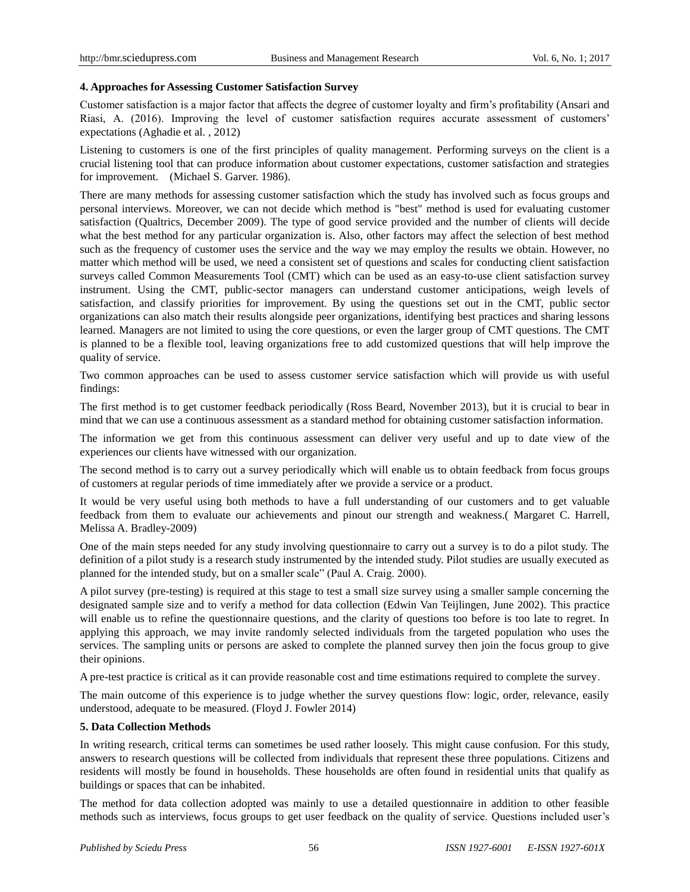### 4. Approaches for Assessing Customer Satisfaction Survey

Customer satisfaction is a major factor that affects the degree of customer loyalty and firm's profitability (Ansari and Riasi, A. (2016). Improving the level of customer satisfaction requires accurate assessment of customers' expectations (Aghadie et al. , 2012)

Listening to customers is one of the first principles of quality management. Performing surveys on the client is a crucial listening tool that can produce information about customer expectations, customer satisfaction and strategies for improvement. (Michael S. Garver. 1986).

There are many methods for assessing customer satisfaction which the study has involved such as focus groups and personal interviews. Moreover, we can not decide which method is "best" method is used for evaluating customer satisfaction (Qualtrics, December 2009). The type of good service provided and the number of clients will decide what the best method for any particular organization is. Also, other factors may affect the selection of best method such as the frequency of customer uses the service and the way we may employ the results we obtain. However, no matter which method will be used, we need a consistent set of questions and scales for conducting client satisfaction surveys called Common Measurements Tool (CMT) which can be used as an easy-to-use client satisfaction survey instrument. Using the CMT, public-sector managers can understand customer anticipations, weigh levels of satisfaction, and classify priorities for improvement. By using the questions set out in the CMT, public sector organizations can also match their results alongside peer organizations, identifying best practices and sharing lessons learned. Managers are not limited to using the core questions, or even the larger group of CMT questions. The CMT is planned to be a flexible tool, leaving organizations free to add customized questions that will help improve the quality of service.

Two common approaches can be used to assess customer service satisfaction which will provide us with useful findings:

The first method is to get customer feedback periodically (Ross Beard, November 2013), but it is crucial to bear in mind that we can use a continuous assessment as a standard method for obtaining customer satisfaction information.

The information we get from this continuous assessment can deliver very useful and up to date view of the experiences our clients have witnessed with our organization.

The second method is to carry out a survey periodically which will enable us to obtain feedback from focus groups of customers at regular periods of time immediately after we provide a service or a product.

It would be very useful using both methods to have a full understanding of our customers and to get valuable feedback from them to evaluate our achievements and pinout our strength and weakness.( Margaret C. Harrell, Melissa A. Bradley-2009)

One of the main steps needed for any study involving questionnaire to carry out a survey is to do a pilot study. The definition of a pilot study is a research study instrumented by the intended study. Pilot studies are usually executed as planned for the intended study, but on a smaller scale" (Paul A. Craig. 2000).

A pilot survey (pre-testing) is required at this stage to test a small size survey using a smaller sample concerning the designated sample size and to verify a method for data collection (Edwin Van Teijlingen, June 2002). This practice will enable us to refine the questionnaire questions, and the clarity of questions too before is too late to regret. In applying this approach, we may invite randomly selected individuals from the targeted population who uses the services. The sampling units or persons are asked to complete the planned survey then join the focus group to give their opinions.

A pre-test practice is critical as it can provide reasonable cost and time estimations required to complete the survey.

The main outcome of this experience is to judge whether the survey questions flow: logic, order, relevance, easily understood, adequate to be measured. (Floyd J. Fowler 2014)

### 5. Data Collection Methods

In writing research, critical terms can sometimes be used rather loosely. This might cause confusion. For this study, answers to research questions will be collected from individuals that represent these three populations. Citizens and residents will mostly be found in households. These households are often found in residential units that qualify as buildings or spaces that can be inhabited.

The method for data collection adopted was mainly to use a detailed questionnaire in addition to other feasible methods such as interviews, focus groups to get user feedback on the quality of service. Questions included user's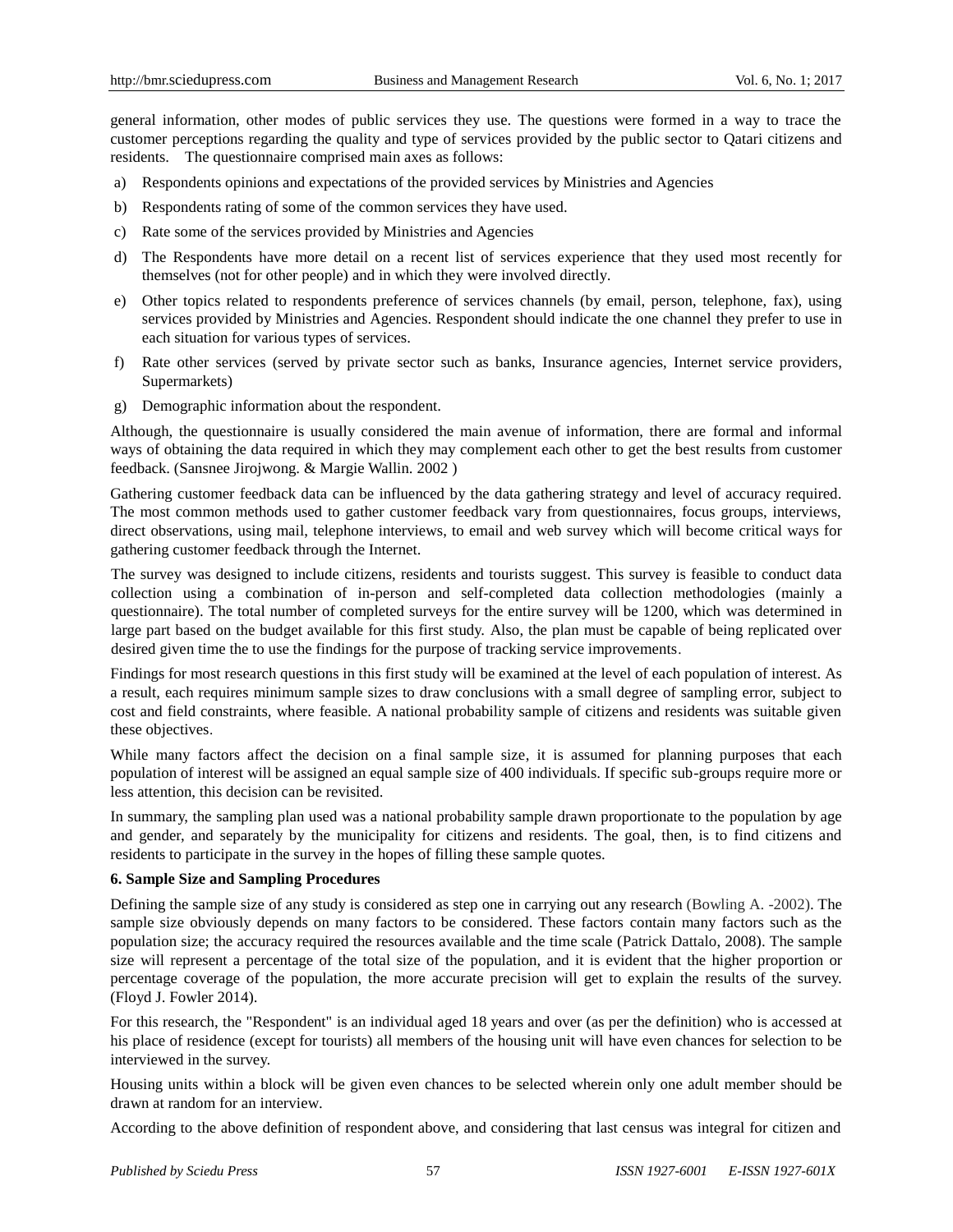general information, other modes of public services they use. The questions were formed in a way to trace the customer perceptions regarding the quality and type of services provided by the public sector to Qatari citizens and residents. The questionnaire comprised main axes as follows:

a) Respondents opinions and expectations of the provided services by Ministries and Agencies

b) Respondents rating of some of the common services they have used.

c) Rate some of the services provided by Ministries and Agencies

d) The Respondents have more detail on a recent list of services experience that they used most recently for themselves (not for other people) and in which they were involved directly.

e) Other topics related to respondents preference of services channels (by email, person, telephone, fax), using services provided by Ministries and Agencies. Respondent should indicate the one channel they prefer to use in each situation for various types of services.

f) Rate other services (served by private sector such as banks, Insurance agencies, Internet service providers, Supermarkets)

g) Demographic information about the respondent.

Although, the questionnaire is usually considered the main avenue of information, there are formal and informal ways of obtaining the data required in which they may complement each other to get the best results from customer feedback. (Sansnee Jirojwong. & Margie Wallin. 2002 )

Gathering customer feedback data can be influenced by the data gathering strategy and level of accuracy required. The most common methods used to gather customer feedback vary from questionnaires, focus groups, interviews, direct observations, using mail, telephone interviews, to email and web survey which will become critical ways for gathering customer feedback through the Internet.

The survey was designed to include citizens, residents and tourists suggest. This survey is feasible to conduct data collection using a combination of in-person and self-completed data collection methodologies (mainly a questionnaire). The total number of completed surveys for the entire survey will be 1200, which was determined in large part based on the budget available for this first study. Also, the plan must be capable of being replicated over desired given time the to use the findings for the purpose of tracking service improvements.

Findings for most research questions in this first study will be examined at the level of each population of interest. As a result, each requires minimum sample sizes to draw conclusions with a small degree of sampling error, subject to cost and field constraints, where feasible. A national probability sample of citizens and residents was suitable given these objectives.

While many factors affect the decision on a final sample size, it is assumed for planning purposes that each population of interest will be assigned an equal sample size of 400 individuals. If specific sub-groups require more or less attention, this decision can be revisited.

In summary, the sampling plan used was a national probability sample drawn proportionate to the population by age and gender, and separately by the municipality for citizens and residents. The goal, then, is to find citizens and residents to participate in the survey in the hopes of filling these sample quotes.

**6. Sample Size and Sampling Procedures**

Defining the sample size of any study is considered as step one in carrying out any research (Bowling A. -2002). The sample size obviously depends on many factors to be considered. These factors contain many factors such as the population size; the accuracy required the resources available and the time scale (Patrick Dattalo, 2008). The sample size will represent a percentage of the total size of the population, and it is evident that the higher proportion or percentage coverage of the population, the more accurate precision will get to explain the results of the survey. (Floyd J. Fowler 2014).

For this research, the "Respondent" is an individual aged 18 years and over (as per the definition) who is accessed at his place of residence (except for tourists) all members of the housing unit will have even chances for selection to be interviewed in the survey.

Housing units within a block will be given even chances to be selected wherein only one adult member should be drawn at random for an interview.

According to the above definition of respondent above, and considering that last census was integral for citizen and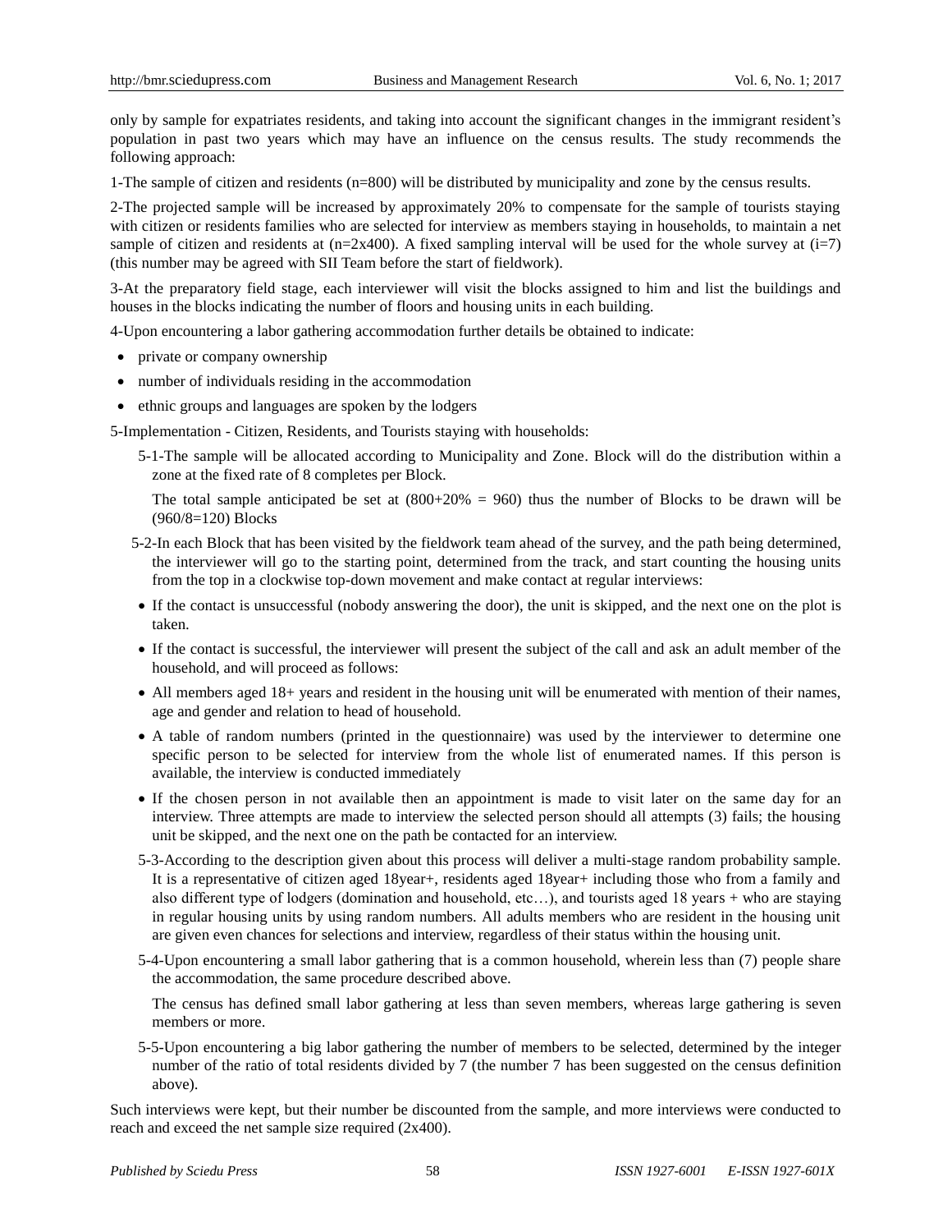only by sample for expatriates residents, and taking into account the significant changes in the immigrant resident's population in past two years which may have an influence on the census results. The study recommends the following approach:

1-The sample of citizen and residents (n=800) will be distributed by municipality and zone by the census results.

2-The projected sample will be increased by approximately 20% to compensate for the sample of tourists staying with citizen or residents families who are selected for interview as members staying in households, to maintain a net sample of citizen and residents at (n=2x400). A fixed sampling interval will be used for the whole survey at (i=7) (this number may be agreed with SII Team before the start of fieldwork).

3-At the preparatory field stage, each interviewer will visit the blocks assigned to him and list the buildings and houses in the blocks indicating the number of floors and housing units in each building.

4-Upon encountering a labor gathering accommodation further details be obtained to indicate:

- private or company ownership
- number of individuals residing in the accommodation
- ethnic groups and languages are spoken by the lodgers

5-Implementation - Citizen, Residents, and Tourists staying with households:

5-1-The sample will be allocated according to Municipality and Zone. Block will do the distribution within a zone at the fixed rate of 8 completes per Block.

The total sample anticipated be set at (800+20% = 960) thus the number of Blocks to be drawn will be (960/8=120) Blocks

5-2-In each Block that has been visited by the fieldwork team ahead of the survey, and the path being determined, the interviewer will go to the starting point, determined from the track, and start counting the housing units from the top in a clockwise top-down movement and make contact at regular interviews:

- If the contact is unsuccessful (nobody answering the door), the unit is skipped, and the next one on the plot is taken.
- If the contact is successful, the interviewer will present the subject of the call and ask an adult member of the household, and will proceed as follows:
- All members aged 18+ years and resident in the housing unit will be enumerated with mention of their names, age and gender and relation to head of household.
- A table of random numbers (printed in the questionnaire) was used by the interviewer to determine one specific person to be selected for interview from the whole list of enumerated names. If this person is available, the interview is conducted immediately
- If the chosen person in not available then an appointment is made to visit later on the same day for an interview. Three attempts are made to interview the selected person should all attempts (3) fails; the housing unit be skipped, and the next one on the path be contacted for an interview.

5-3-According to the description given about this process will deliver a multi-stage random probability sample. It is a representative of citizen aged 18year+, residents aged 18year+ including those who from a family and also different type of lodgers (domination and household, etc…), and tourists aged 18 years + who are staying in regular housing units by using random numbers. All adults members who are resident in the housing unit are given even chances for selections and interview, regardless of their status within the housing unit.

5-4-Upon encountering a small labor gathering that is a common household, wherein less than (7) people share the accommodation, the same procedure described above.

The census has defined small labor gathering at less than seven members, whereas large gathering is seven members or more.

5-5-Upon encountering a big labor gathering the number of members to be selected, determined by the integer number of the ratio of total residents divided by 7 (the number 7 has been suggested on the census definition above).

Such interviews were kept, but their number be discounted from the sample, and more interviews were conducted to reach and exceed the net sample size required (2x400).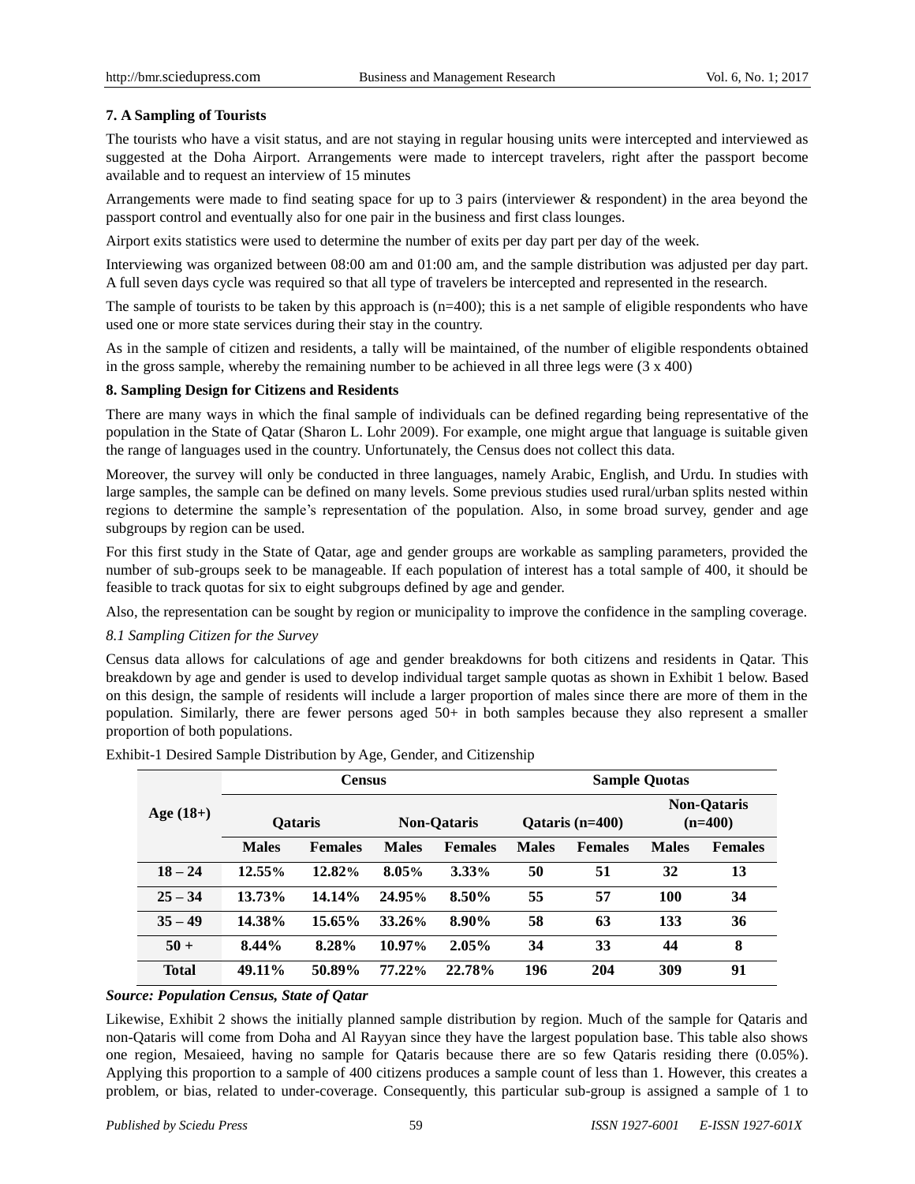### 7. A Sampling of Tourists

The tourists who have a visit status, and are not staying in regular housing units were intercepted and interviewed as suggested at the Doha Airport. Arrangements were made to intercept travelers, right after the passport become available and to request an interview of 15 minutes

Arrangements were made to find seating space for up to 3 pairs (interviewer & respondent) in the area beyond the passport control and eventually also for one pair in the business and first class lounges.

Airport exits statistics were used to determine the number of exits per day part per day of the week.

Interviewing was organized between 08:00 am and 01:00 am, and the sample distribution was adjusted per day part. A full seven days cycle was required so that all type of travelers be intercepted and represented in the research.

The sample of tourists to be taken by this approach is (n=400); this is a net sample of eligible respondents who have used one or more state services during their stay in the country.

As in the sample of citizen and residents, a tally will be maintained, of the number of eligible respondents obtained in the gross sample, whereby the remaining number to be achieved in all three legs were (3 x 400)

### 8. Sampling Design for Citizens and Residents

There are many ways in which the final sample of individuals can be defined regarding being representative of the population in the State of Qatar (Sharon L. Lohr 2009). For example, one might argue that language is suitable given the range of languages used in the country. Unfortunately, the Census does not collect this data.

Moreover, the survey will only be conducted in three languages, namely Arabic, English, and Urdu. In studies with large samples, the sample can be defined on many levels. Some previous studies used rural/urban splits nested within regions to determine the sample's representation of the population. Also, in some broad survey, gender and age subgroups by region can be used.

For this first study in the State of Qatar, age and gender groups are workable as sampling parameters, provided the number of sub-groups seek to be manageable. If each population of interest has a total sample of 400, it should be feasible to track quotas for six to eight subgroups defined by age and gender.

Also, the representation can be sought by region or municipality to improve the confidence in the sampling coverage.

#### *8.1 Sampling Citizen for the Survey*

Census data allows for calculations of age and gender breakdowns for both citizens and residents in Qatar. This breakdown by age and gender is used to develop individual target sample quotas as shown in Exhibit 1 below. Based on this design, the sample of residents will include a larger proportion of males since there are more of them in the population. Similarly, there are fewer persons aged 50+ in both samples because they also represent a smaller proportion of both populations.

Exhibit-1 Desired Sample Distribution by Age, Gender, and Citizenship

| Age (18+) | Census | | | | Sample Quotas | | | |
|---|---|---|---|---|---|---|---|---|
| | Qataris | | Non-Qataris | | Qataris (n=400) | | Non-Qataris (n=400) | |
| | Males | Females | Males | Females | Males | Females | Males | Females |
| 18 – 24 | 12.55% | 12.82% | 8.05% | 3.33% | 50 | 51 | 32 | 13 |
| 25 – 34 | 13.73% | 14.14% | 24.95% | 8.50% | 55 | 57 | 100 | 34 |
| 35 – 49 | 14.38% | 15.65% | 33.26% | 8.90% | 58 | 63 | 133 | 36 |
| 50 + | 8.44% | 8.28% | 10.97% | 2.05% | 34 | 33 | 44 | 8 |
| Total | 49.11% | 50.89% | 77.22% | 22.78% | 196 | 204 | 309 | 91 |

***Source: Population Census, State of Qatar***

Likewise, Exhibit 2 shows the initially planned sample distribution by region. Much of the sample for Qataris and non-Qataris will come from Doha and Al Rayyan since they have the largest population base. This table also shows one region, Mesaieed, having no sample for Qataris because there are so few Qataris residing there (0.05%). Applying this proportion to a sample of 400 citizens produces a sample count of less than 1. However, this creates a problem, or bias, related to under-coverage. Consequently, this particular sub-group is assigned a sample of 1 to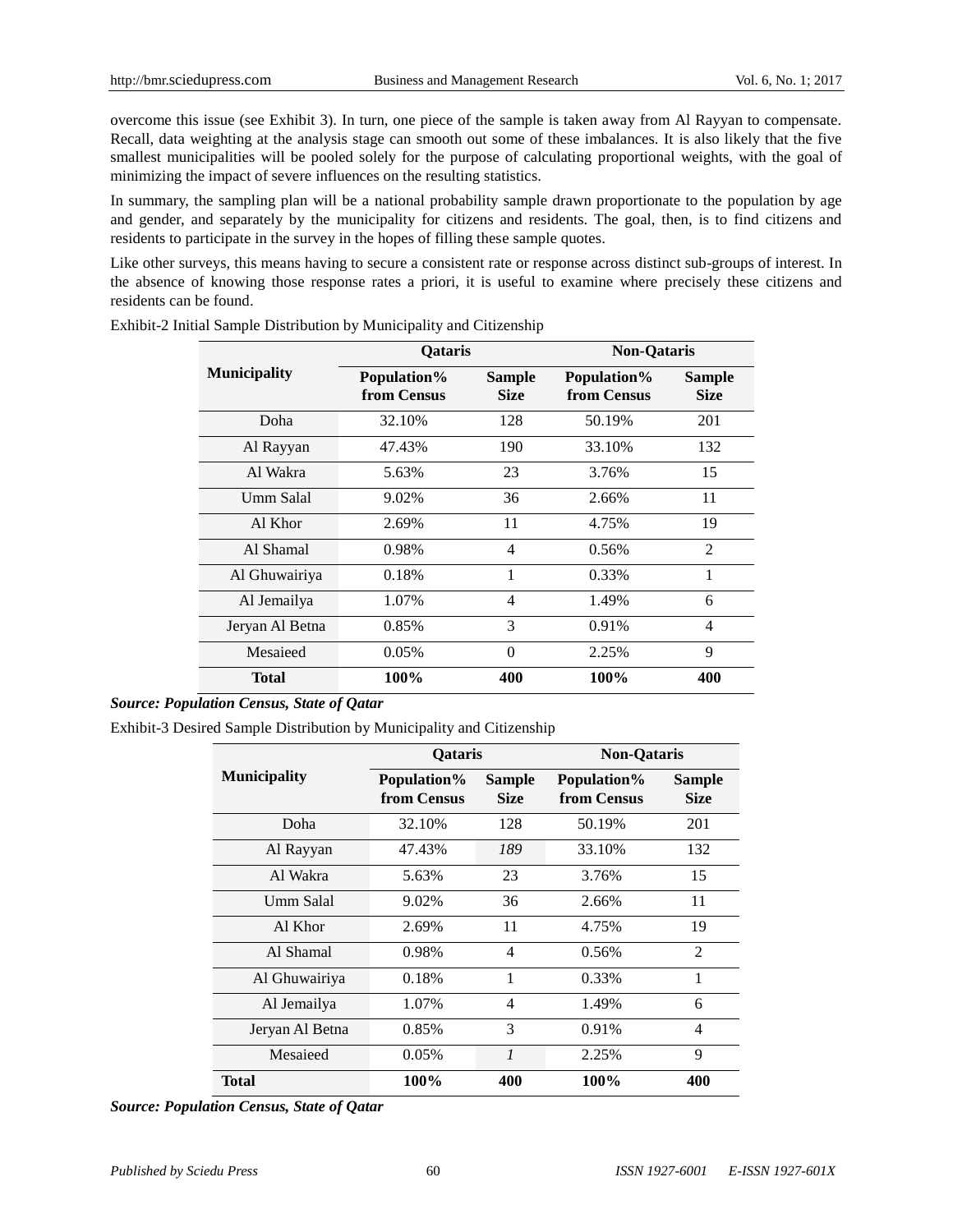overcome this issue (see Exhibit 3). In turn, one piece of the sample is taken away from Al Rayyan to compensate. Recall, data weighting at the analysis stage can smooth out some of these imbalances. It is also likely that the five smallest municipalities will be pooled solely for the purpose of calculating proportional weights, with the goal of minimizing the impact of severe influences on the resulting statistics.

In summary, the sampling plan will be a national probability sample drawn proportionate to the population by age and gender, and separately by the municipality for citizens and residents. The goal, then, is to find citizens and residents to participate in the survey in the hopes of filling these sample quotes.

Like other surveys, this means having to secure a consistent rate or response across distinct sub-groups of interest. In the absence of knowing those response rates a priori, it is useful to examine where precisely these citizens and residents can be found.

Exhibit-2 Initial Sample Distribution by Municipality and Citizenship

| Municipality | Qataris | | Non-Qataris | |
|---|---|---|---|---|
| | **Population% from Census** | **Sample Size** | **Population% from Census** | **Sample Size** |
| Doha | 32.10% | 128 | 50.19% | 201 |
| Al Rayyan | 47.43% | 190 | 33.10% | 132 |
| Al Wakra | 5.63% | 23 | 3.76% | 15 |
| Umm Salal | 9.02% | 36 | 2.66% | 11 |
| Al Khor | 2.69% | 11 | 4.75% | 19 |
| Al Shamal | 0.98% | 4 | 0.56% | 2 |
| Al Ghuwairiya | 0.18% | 1 | 0.33% | 1 |
| Al Jemailya | 1.07% | 4 | 1.49% | 6 |
| Jeryan Al Betna | 0.85% | 3 | 0.91% | 4 |
| Mesaieed | 0.05% | 0 | 2.25% | 9 |
| **Total** | **100%** | **400** | **100%** | **400** |

***Source: Population Census, State of Qatar***

Exhibit-3 Desired Sample Distribution by Municipality and Citizenship

| Municipality | Qataris | | Non-Qataris | |
|---|---|---|---|---|
| | **Population% from Census** | **Sample Size** | **Population% from Census** | **Sample Size** |
| Doha | 32.10% | 128 | 50.19% | 201 |
| Al Rayyan | 47.43% | *189* | 33.10% | 132 |
| Al Wakra | 5.63% | 23 | 3.76% | 15 |
| Umm Salal | 9.02% | 36 | 2.66% | 11 |
| Al Khor | 2.69% | 11 | 4.75% | 19 |
| Al Shamal | 0.98% | 4 | 0.56% | 2 |
| Al Ghuwairiya | 0.18% | 1 | 0.33% | 1 |
| Al Jemailya | 1.07% | 4 | 1.49% | 6 |
| Jeryan Al Betna | 0.85% | 3 | 0.91% | 4 |
| Mesaieed | 0.05% | *1* | 2.25% | 9 |
| **Total** | **100%** | **400** | **100%** | **400** |

***Source: Population Census, State of Qatar***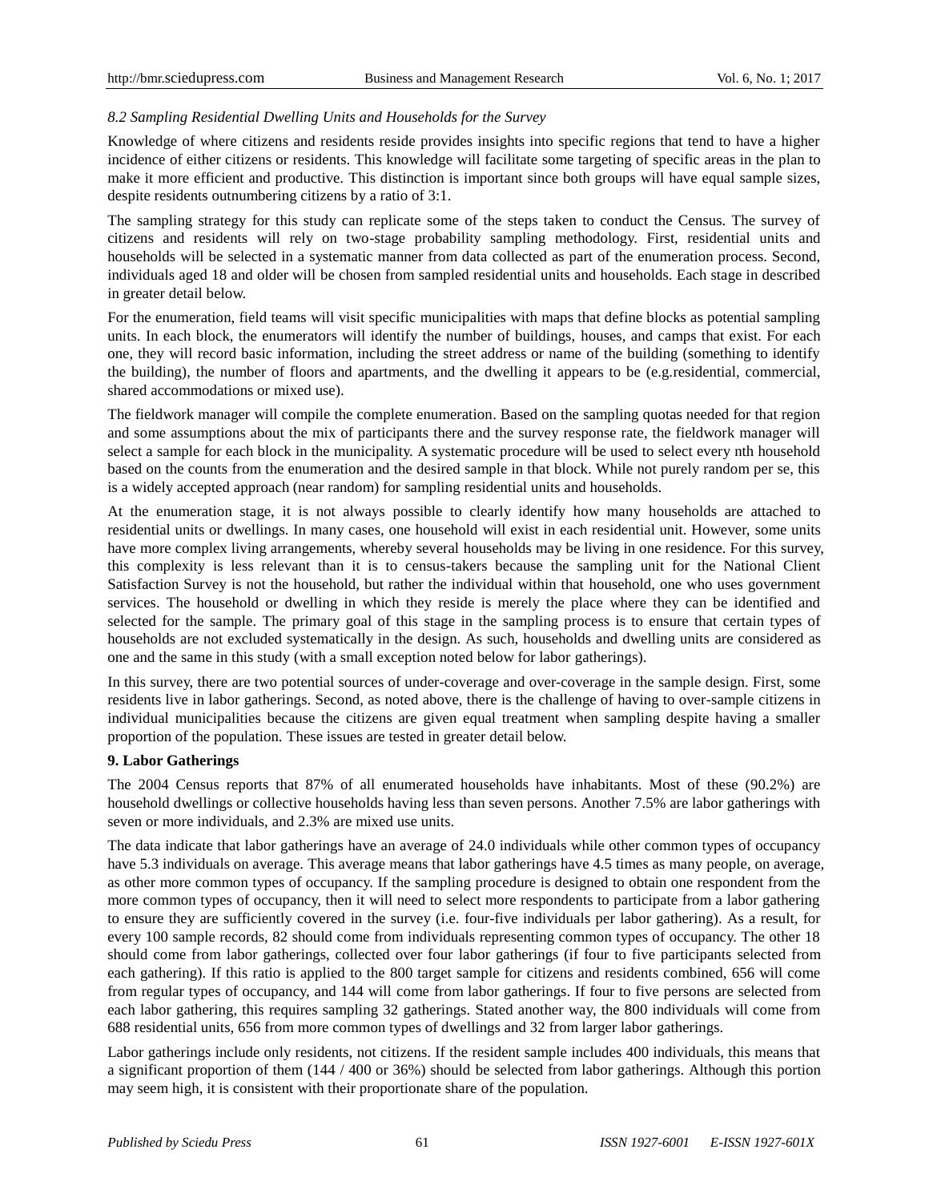*8.2 Sampling Residential Dwelling Units and Households for the Survey*

Knowledge of where citizens and residents reside provides insights into specific regions that tend to have a higher incidence of either citizens or residents. This knowledge will facilitate some targeting of specific areas in the plan to make it more efficient and productive. This distinction is important since both groups will have equal sample sizes, despite residents outnumbering citizens by a ratio of 3:1.

The sampling strategy for this study can replicate some of the steps taken to conduct the Census. The survey of citizens and residents will rely on two-stage probability sampling methodology. First, residential units and households will be selected in a systematic manner from data collected as part of the enumeration process. Second, individuals aged 18 and older will be chosen from sampled residential units and households. Each stage in described in greater detail below.

For the enumeration, field teams will visit specific municipalities with maps that define blocks as potential sampling units. In each block, the enumerators will identify the number of buildings, houses, and camps that exist. For each one, they will record basic information, including the street address or name of the building (something to identify the building), the number of floors and apartments, and the dwelling it appears to be (e.g.residential, commercial, shared accommodations or mixed use).

The fieldwork manager will compile the complete enumeration. Based on the sampling quotas needed for that region and some assumptions about the mix of participants there and the survey response rate, the fieldwork manager will select a sample for each block in the municipality. A systematic procedure will be used to select every nth household based on the counts from the enumeration and the desired sample in that block. While not purely random per se, this is a widely accepted approach (near random) for sampling residential units and households.

At the enumeration stage, it is not always possible to clearly identify how many households are attached to residential units or dwellings. In many cases, one household will exist in each residential unit. However, some units have more complex living arrangements, whereby several households may be living in one residence. For this survey, this complexity is less relevant than it is to census-takers because the sampling unit for the National Client Satisfaction Survey is not the household, but rather the individual within that household, one who uses government services. The household or dwelling in which they reside is merely the place where they can be identified and selected for the sample. The primary goal of this stage in the sampling process is to ensure that certain types of households are not excluded systematically in the design. As such, households and dwelling units are considered as one and the same in this study (with a small exception noted below for labor gatherings).

In this survey, there are two potential sources of under-coverage and over-coverage in the sample design. First, some residents live in labor gatherings. Second, as noted above, there is the challenge of having to over-sample citizens in individual municipalities because the citizens are given equal treatment when sampling despite having a smaller proportion of the population. These issues are tested in greater detail below.

## 9. Labor Gatherings

The 2004 Census reports that 87% of all enumerated households have inhabitants. Most of these (90.2%) are household dwellings or collective households having less than seven persons. Another 7.5% are labor gatherings with seven or more individuals, and 2.3% are mixed use units.

The data indicate that labor gatherings have an average of 24.0 individuals while other common types of occupancy have 5.3 individuals on average. This average means that labor gatherings have 4.5 times as many people, on average, as other more common types of occupancy. If the sampling procedure is designed to obtain one respondent from the more common types of occupancy, then it will need to select more respondents to participate from a labor gathering to ensure they are sufficiently covered in the survey (i.e. four-five individuals per labor gathering). As a result, for every 100 sample records, 82 should come from individuals representing common types of occupancy. The other 18 should come from labor gatherings, collected over four labor gatherings (if four to five participants selected from each gathering). If this ratio is applied to the 800 target sample for citizens and residents combined, 656 will come from regular types of occupancy, and 144 will come from labor gatherings. If four to five persons are selected from each labor gathering, this requires sampling 32 gatherings. Stated another way, the 800 individuals will come from 688 residential units, 656 from more common types of dwellings and 32 from larger labor gatherings.

Labor gatherings include only residents, not citizens. If the resident sample includes 400 individuals, this means that a significant proportion of them (144 / 400 or 36%) should be selected from labor gatherings. Although this portion may seem high, it is consistent with their proportionate share of the population.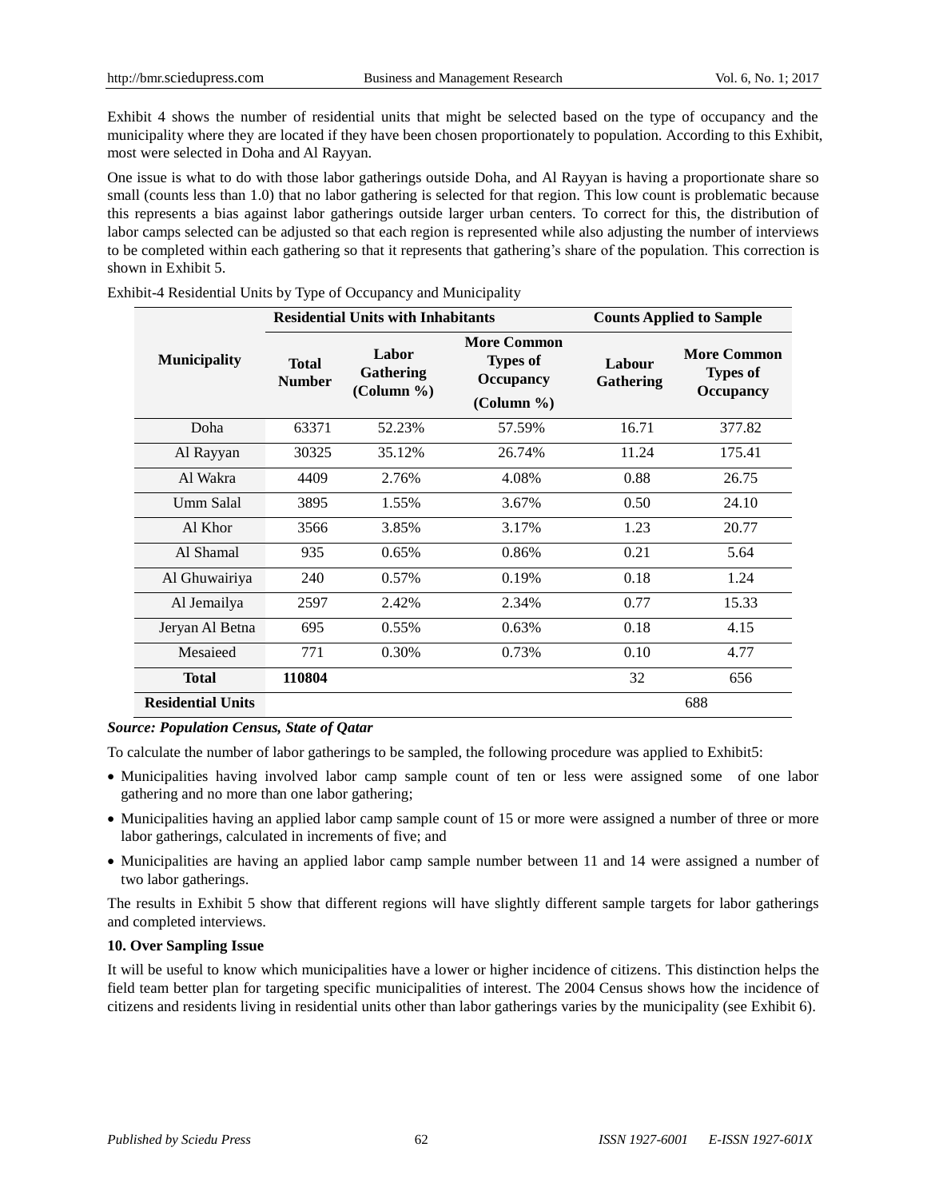Exhibit 4 shows the number of residential units that might be selected based on the type of occupancy and the municipality where they are located if they have been chosen proportionately to population. According to this Exhibit, most were selected in Doha and Al Rayyan.

One issue is what to do with those labor gatherings outside Doha, and Al Rayyan is having a proportionate share so small (counts less than 1.0) that no labor gathering is selected for that region. This low count is problematic because this represents a bias against labor gatherings outside larger urban centers. To correct for this, the distribution of labor camps selected can be adjusted so that each region is represented while also adjusting the number of interviews to be completed within each gathering so that it represents that gathering's share of the population. This correction is shown in Exhibit 5.

Exhibit-4 Residential Units by Type of Occupancy and Municipality

| Municipality | Residential Units with Inhabitants | | | Counts Applied to Sample | |
|---|---|---|---|---|---|
| | **Total Number** | **Labor Gathering (Column %)** | **More Common Types of Occupancy (Column %)** | **Labour Gathering** | **More Common Types of Occupancy** |
| Doha | 63371 | 52.23% | 57.59% | 16.71 | 377.82 |
| Al Rayyan | 30325 | 35.12% | 26.74% | 11.24 | 175.41 |
| Al Wakra | 4409 | 2.76% | 4.08% | 0.88 | 26.75 |
| Umm Salal | 3895 | 1.55% | 3.67% | 0.50 | 24.10 |
| Al Khor | 3566 | 3.85% | 3.17% | 1.23 | 20.77 |
| Al Shamal | 935 | 0.65% | 0.86% | 0.21 | 5.64 |
| Al Ghuwairiya | 240 | 0.57% | 0.19% | 0.18 | 1.24 |
| Al Jemailya | 2597 | 2.42% | 2.34% | 0.77 | 15.33 |
| Jeryan Al Betna | 695 | 0.55% | 0.63% | 0.18 | 4.15 |
| Mesaieed | 771 | 0.30% | 0.73% | 0.10 | 4.77 |
| **Total** | **110804** | | | 32 | 656 |
| **Residential Units** | | | | 688 | |

***Source: Population Census, State of Qatar***

To calculate the number of labor gatherings to be sampled, the following procedure was applied to Exhibit5:

- Municipalities having involved labor camp sample count of ten or less were assigned some of one labor gathering and no more than one labor gathering;
- Municipalities having an applied labor camp sample count of 15 or more were assigned a number of three or more labor gatherings, calculated in increments of five; and
- Municipalities are having an applied labor camp sample number between 11 and 14 were assigned a number of two labor gatherings.

The results in Exhibit 5 show that different regions will have slightly different sample targets for labor gatherings and completed interviews.

**10. Over Sampling Issue**

It will be useful to know which municipalities have a lower or higher incidence of citizens. This distinction helps the field team better plan for targeting specific municipalities of interest. The 2004 Census shows how the incidence of citizens and residents living in residential units other than labor gatherings varies by the municipality (see Exhibit 6).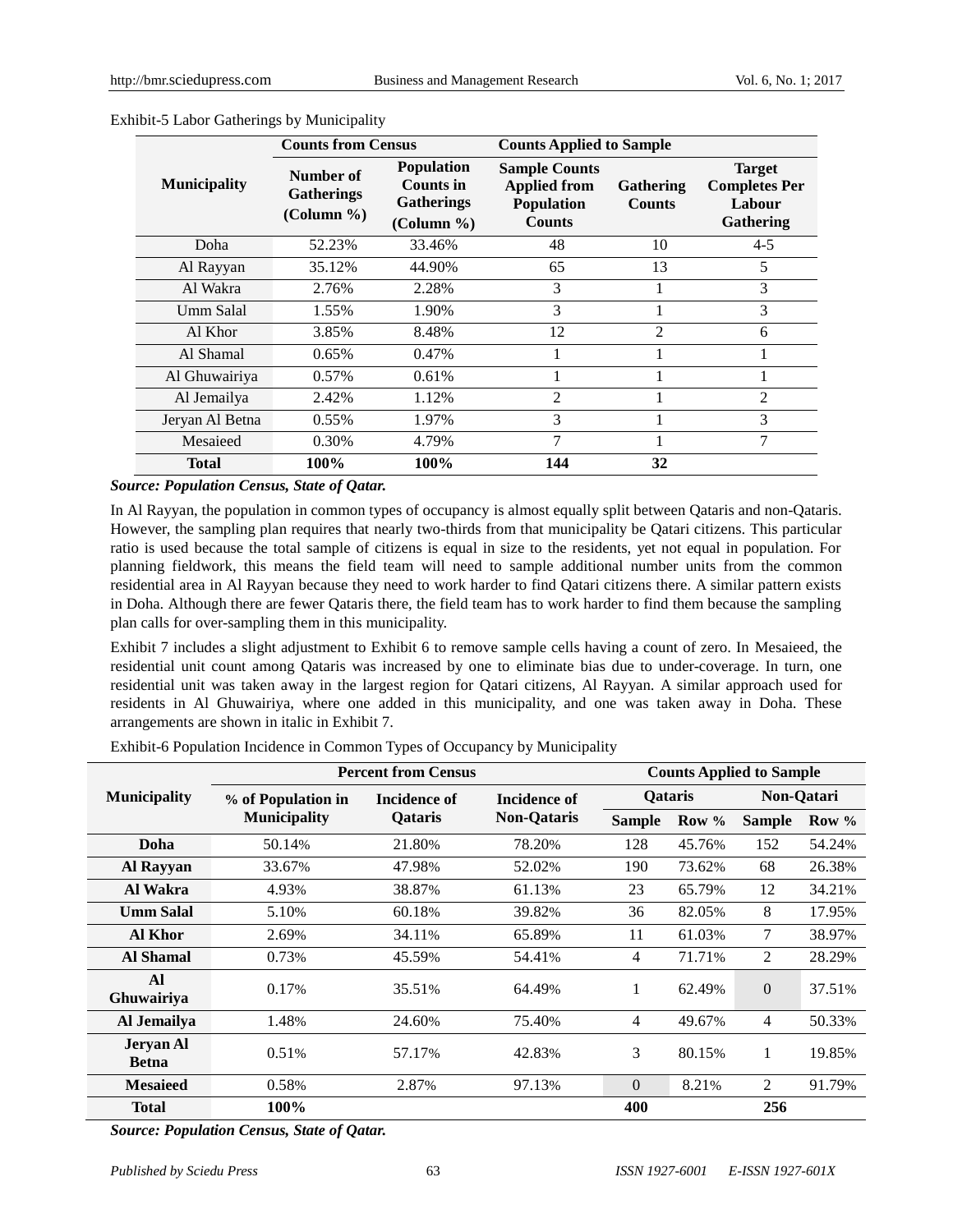Exhibit-5 Labor Gatherings by Municipality

| Municipality | Counts from Census | | Counts Applied to Sample | | |
|---|---|---|---|---|---|
| | Number of Gatherings (Column %) | Population Counts in Gatherings (Column %) | Sample Counts Applied from Population Counts | Gathering Counts | Target Completes Per Labour Gathering |
| Doha | 52.23% | 33.46% | 48 | 10 | 4-5 |
| Al Rayyan | 35.12% | 44.90% | 65 | 13 | 5 |
| Al Wakra | 2.76% | 2.28% | 3 | 1 | 3 |
| Umm Salal | 1.55% | 1.90% | 3 | 1 | 3 |
| Al Khor | 3.85% | 8.48% | 12 | 2 | 6 |
| Al Shamal | 0.65% | 0.47% | 1 | 1 | 1 |
| Al Ghuwairiya | 0.57% | 0.61% | 1 | 1 | 1 |
| Al Jemailya | 2.42% | 1.12% | 2 | 1 | 2 |
| Jeryan Al Betna | 0.55% | 1.97% | 3 | 1 | 3 |
| Mesaieed | 0.30% | 4.79% | 7 | 1 | 7 |
| **Total** | **100%** | **100%** | **144** | **32** | |

***Source: Population Census, State of Qatar.***

In Al Rayyan, the population in common types of occupancy is almost equally split between Qataris and non-Qataris. However, the sampling plan requires that nearly two-thirds from that municipality be Qatari citizens. This particular ratio is used because the total sample of citizens is equal in size to the residents, yet not equal in population. For planning fieldwork, this means the field team will need to sample additional number units from the common residential area in Al Rayyan because they need to work harder to find Qatari citizens there. A similar pattern exists in Doha. Although there are fewer Qataris there, the field team has to work harder to find them because the sampling plan calls for over-sampling them in this municipality.

Exhibit 7 includes a slight adjustment to Exhibit 6 to remove sample cells having a count of zero. In Mesaieed, the residential unit count among Qataris was increased by one to eliminate bias due to under-coverage. In turn, one residential unit was taken away in the largest region for Qatari citizens, Al Rayyan. A similar approach used for residents in Al Ghuwairiya, where one added in this municipality, and one was taken away in Doha. These arrangements are shown in italic in Exhibit 7.

Exhibit-6 Population Incidence in Common Types of Occupancy by Municipality

| Municipality | Percent from Census | | | Counts Applied to Sample | | | |
|---|---|---|---|---|---|---|---|
| | % of Population in Municipality | Incidence of Qataris | Incidence of Non-Qataris | Qataris | | Non-Qatari | |
| | | | | Sample | Row % | Sample | Row % |
| **Doha** | 50.14% | 21.80% | 78.20% | 128 | 45.76% | 152 | 54.24% |
| **Al Rayyan** | 33.67% | 47.98% | 52.02% | 190 | 73.62% | 68 | 26.38% |
| **Al Wakra** | 4.93% | 38.87% | 61.13% | 23 | 65.79% | 12 | 34.21% |
| **Umm Salal** | 5.10% | 60.18% | 39.82% | 36 | 82.05% | 8 | 17.95% |
| **Al Khor** | 2.69% | 34.11% | 65.89% | 11 | 61.03% | 7 | 38.97% |
| **Al Shamal** | 0.73% | 45.59% | 54.41% | 4 | 71.71% | 2 | 28.29% |
| **Al Ghuwairiya** | 0.17% | 35.51% | 64.49% | 1 | 62.49% | 0 | 37.51% |
| **Al Jemailya** | 1.48% | 24.60% | 75.40% | 4 | 49.67% | 4 | 50.33% |
| **Jeryan Al Betna** | 0.51% | 57.17% | 42.83% | 3 | 80.15% | 1 | 19.85% |
| **Mesaieed** | 0.58% | 2.87% | 97.13% | 0 | 8.21% | 2 | 91.79% |
| **Total** | **100%** | | | **400** | | **256** | |

***Source: Population Census, State of Qatar.***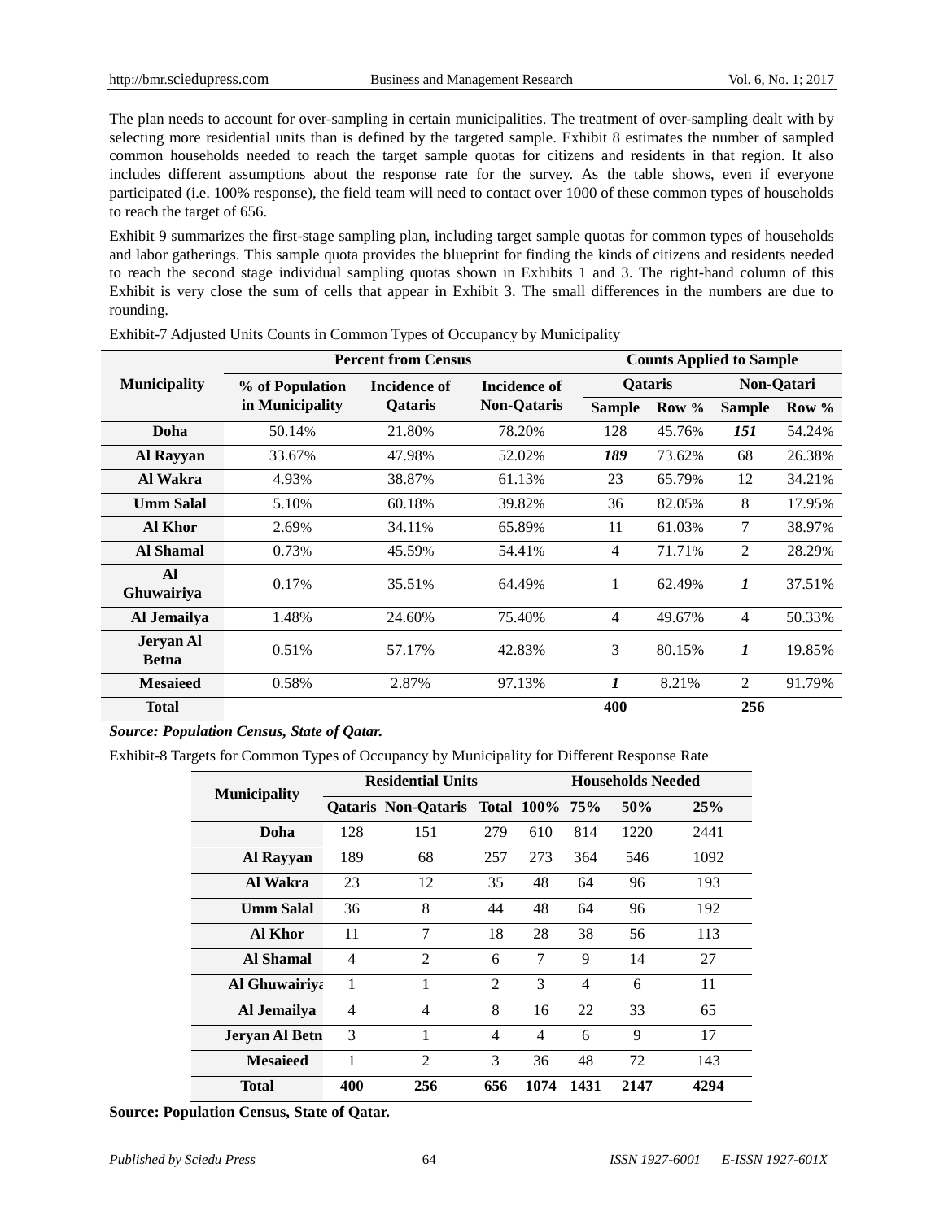The plan needs to account for over-sampling in certain municipalities. The treatment of over-sampling dealt with by selecting more residential units than is defined by the targeted sample. Exhibit 8 estimates the number of sampled common households needed to reach the target sample quotas for citizens and residents in that region. It also includes different assumptions about the response rate for the survey. As the table shows, even if everyone participated (i.e. 100% response), the field team will need to contact over 1000 of these common types of households to reach the target of 656.

Exhibit 9 summarizes the first-stage sampling plan, including target sample quotas for common types of households and labor gatherings. This sample quota provides the blueprint for finding the kinds of citizens and residents needed to reach the second stage individual sampling quotas shown in Exhibits 1 and 3. The right-hand column of this Exhibit is very close the sum of cells that appear in Exhibit 3. The small differences in the numbers are due to rounding.

Exhibit-7 Adjusted Units Counts in Common Types of Occupancy by Municipality

| Municipality | Percent from Census | | | Counts Applied to Sample | | | |
|---|---|---|---|---|---|---|---|
| | % of Population in Municipality | Incidence of Qataris | Incidence of Non-Qataris | Qataris | | Non-Qatari | |
| | | | | Sample | Row % | Sample | Row % |
| **Doha** | 50.14% | 21.80% | 78.20% | 128 | 45.76% | ***151*** | 54.24% |
| **Al Rayyan** | 33.67% | 47.98% | 52.02% | ***189*** | 73.62% | 68 | 26.38% |
| **Al Wakra** | 4.93% | 38.87% | 61.13% | 23 | 65.79% | 12 | 34.21% |
| **Umm Salal** | 5.10% | 60.18% | 39.82% | 36 | 82.05% | 8 | 17.95% |
| **Al Khor** | 2.69% | 34.11% | 65.89% | 11 | 61.03% | 7 | 38.97% |
| **Al Shamal** | 0.73% | 45.59% | 54.41% | 4 | 71.71% | 2 | 28.29% |
| **Al Ghuwairiya** | 0.17% | 35.51% | 64.49% | 1 | 62.49% | ***1*** | 37.51% |
| **Al Jemailya** | 1.48% | 24.60% | 75.40% | 4 | 49.67% | 4 | 50.33% |
| **Jeryan Al Betna** | 0.51% | 57.17% | 42.83% | 3 | 80.15% | ***1*** | 19.85% |
| **Mesaieed** | 0.58% | 2.87% | 97.13% | ***1*** | 8.21% | 2 | 91.79% |
| **Total** | | | | **400** | | **256** | |

***Source: Population Census, State of Qatar.***

Exhibit-8 Targets for Common Types of Occupancy by Municipality for Different Response Rate

| Municipality | Residential Units | | | Households Needed | | | |
|---|---|---|---|---|---|---|---|
| | Qataris | Non-Qataris | Total | 100% | 75% | 50% | 25% |
| **Doha** | 128 | 151 | 279 | 610 | 814 | 1220 | 2441 |
| **Al Rayyan** | 189 | 68 | 257 | 273 | 364 | 546 | 1092 |
| **Al Wakra** | 23 | 12 | 35 | 48 | 64 | 96 | 193 |
| **Umm Salal** | 36 | 8 | 44 | 48 | 64 | 96 | 192 |
| **Al Khor** | 11 | 7 | 18 | 28 | 38 | 56 | 113 |
| **Al Shamal** | 4 | 2 | 6 | 7 | 9 | 14 | 27 |
| **Al Ghuwairiya** | 1 | 1 | 2 | 3 | 4 | 6 | 11 |
| **Al Jemailya** | 4 | 4 | 8 | 16 | 22 | 33 | 65 |
| **Jeryan Al Betn** | 3 | 1 | 4 | 4 | 6 | 9 | 17 |
| **Mesaieed** | 1 | 2 | 3 | 36 | 48 | 72 | 143 |
| **Total** | **400** | **256** | **656** | **1074** | **1431** | **2147** | **4294** |

**Source: Population Census, State of Qatar.**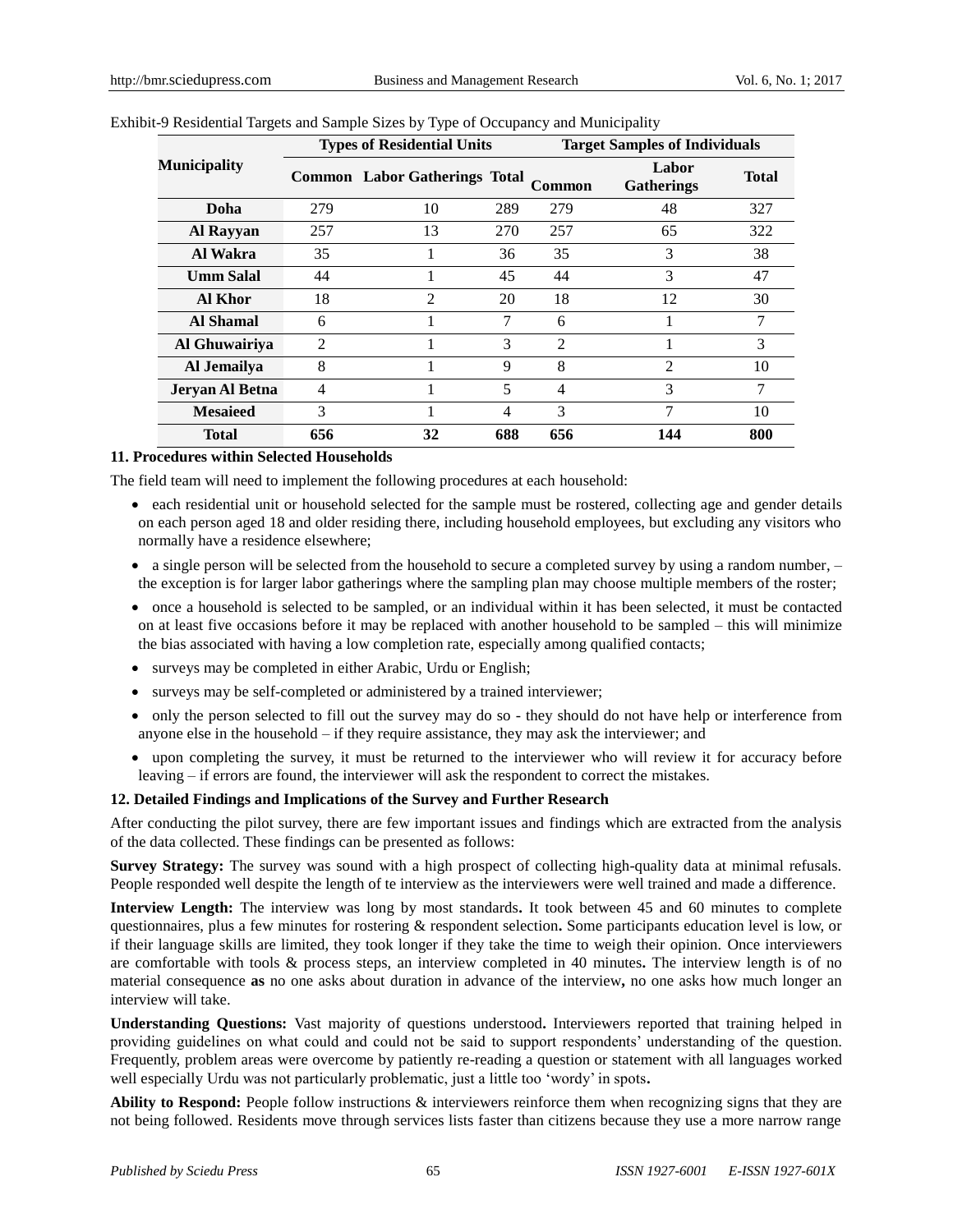Exhibit-9 Residential Targets and Sample Sizes by Type of Occupancy and Municipality

| Municipality | Types of Residential Units | | | Target Samples of Individuals | | |
|---|---|---|---|---|---|---|
| | Common | Labor Gatherings | Total | Common | Labor Gatherings | Total |
| **Doha** | 279 | 10 | 289 | 279 | 48 | 327 |
| **Al Rayyan** | 257 | 13 | 270 | 257 | 65 | 322 |
| **Al Wakra** | 35 | 1 | 36 | 35 | 3 | 38 |
| **Umm Salal** | 44 | 1 | 45 | 44 | 3 | 47 |
| **Al Khor** | 18 | 2 | 20 | 18 | 12 | 30 |
| **Al Shamal** | 6 | 1 | 7 | 6 | 1 | 7 |
| **Al Ghuwairiya** | 2 | 1 | 3 | 2 | 1 | 3 |
| **Al Jemailya** | 8 | 1 | 9 | 8 | 2 | 10 |
| **Jeryan Al Betna** | 4 | 1 | 5 | 4 | 3 | 7 |
| **Mesaieed** | 3 | 1 | 4 | 3 | 7 | 10 |
| **Total** | **656** | **32** | **688** | **656** | **144** | **800** |

### 11. Procedures within Selected Households

The field team will need to implement the following procedures at each household:

- each residential unit or household selected for the sample must be rostered, collecting age and gender details on each person aged 18 and older residing there, including household employees, but excluding any visitors who normally have a residence elsewhere;
- a single person will be selected from the household to secure a completed survey by using a random number, – the exception is for larger labor gatherings where the sampling plan may choose multiple members of the roster;
- once a household is selected to be sampled, or an individual within it has been selected, it must be contacted on at least five occasions before it may be replaced with another household to be sampled – this will minimize the bias associated with having a low completion rate, especially among qualified contacts;
- surveys may be completed in either Arabic, Urdu or English;
- surveys may be self-completed or administered by a trained interviewer;
- only the person selected to fill out the survey may do so - they should do not have help or interference from anyone else in the household – if they require assistance, they may ask the interviewer; and
- upon completing the survey, it must be returned to the interviewer who will review it for accuracy before leaving – if errors are found, the interviewer will ask the respondent to correct the mistakes.

### 12. Detailed Findings and Implications of the Survey and Further Research

After conducting the pilot survey, there are few important issues and findings which are extracted from the analysis of the data collected. These findings can be presented as follows:

**Survey Strategy:** The survey was sound with a high prospect of collecting high-quality data at minimal refusals. People responded well despite the length of te interview as the interviewers were well trained and made a difference.

**Interview Length:** The interview was long by most standards**.** It took between 45 and 60 minutes to complete questionnaires, plus a few minutes for rostering & respondent selection**.** Some participants education level is low, or if their language skills are limited, they took longer if they take the time to weigh their opinion. Once interviewers are comfortable with tools & process steps, an interview completed in 40 minutes**.** The interview length is of no material consequence **as** no one asks about duration in advance of the interview**,** no one asks how much longer an interview will take.

**Understanding Questions:** Vast majority of questions understood**.** Interviewers reported that training helped in providing guidelines on what could and could not be said to support respondents' understanding of the question. Frequently, problem areas were overcome by patiently re-reading a question or statement with all languages worked well especially Urdu was not particularly problematic, just a little too 'wordy' in spots**.**

**Ability to Respond:** People follow instructions & interviewers reinforce them when recognizing signs that they are not being followed. Residents move through services lists faster than citizens because they use a more narrow range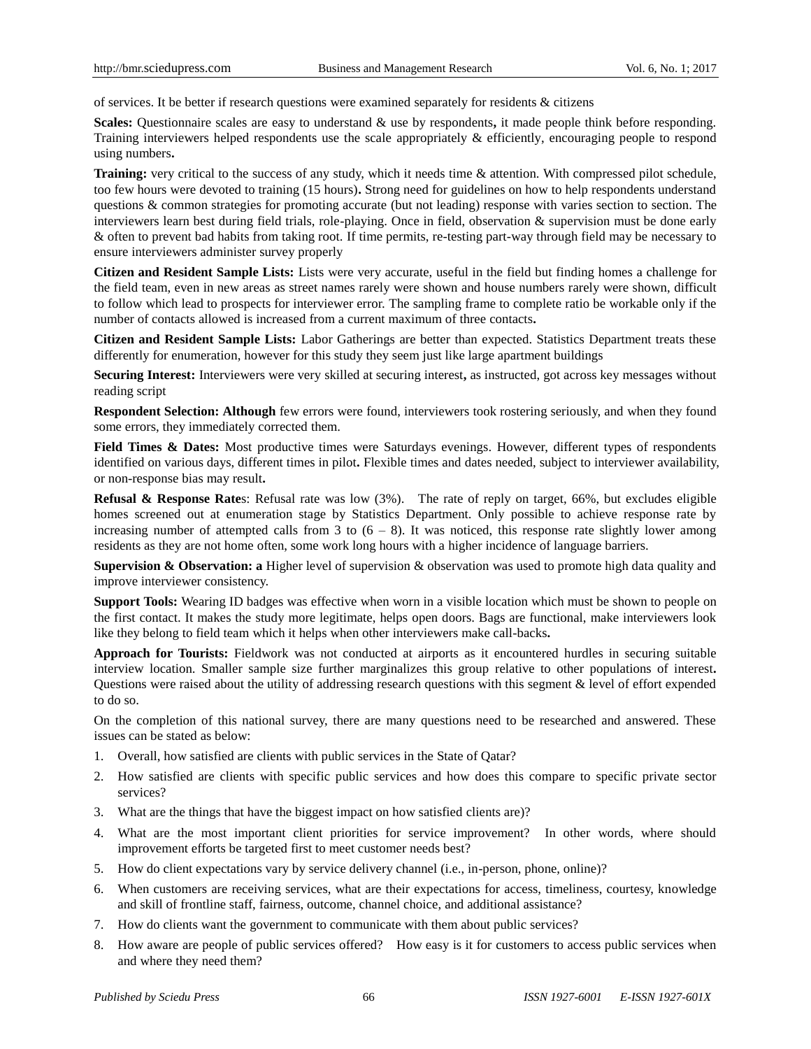of services. It be better if research questions were examined separately for residents & citizens

**Scales:** Questionnaire scales are easy to understand & use by respondents**,** it made people think before responding. Training interviewers helped respondents use the scale appropriately & efficiently, encouraging people to respond using numbers**.**

**Training:** very critical to the success of any study, which it needs time & attention. With compressed pilot schedule, too few hours were devoted to training (15 hours)**.** Strong need for guidelines on how to help respondents understand questions & common strategies for promoting accurate (but not leading) response with varies section to section. The interviewers learn best during field trials, role-playing. Once in field, observation & supervision must be done early & often to prevent bad habits from taking root. If time permits, re-testing part-way through field may be necessary to ensure interviewers administer survey properly

**Citizen and Resident Sample Lists:** Lists were very accurate, useful in the field but finding homes a challenge for the field team, even in new areas as street names rarely were shown and house numbers rarely were shown, difficult to follow which lead to prospects for interviewer error. The sampling frame to complete ratio be workable only if the number of contacts allowed is increased from a current maximum of three contacts**.**

**Citizen and Resident Sample Lists:** Labor Gatherings are better than expected. Statistics Department treats these differently for enumeration, however for this study they seem just like large apartment buildings

**Securing Interest:** Interviewers were very skilled at securing interest**,** as instructed, got across key messages without reading script

**Respondent Selection: Although** few errors were found, interviewers took rostering seriously, and when they found some errors, they immediately corrected them.

**Field Times & Dates:** Most productive times were Saturdays evenings. However, different types of respondents identified on various days, different times in pilot**.** Flexible times and dates needed, subject to interviewer availability, or non-response bias may result**.**

**Refusal & Response Rate**s: Refusal rate was low (3%). The rate of reply on target, 66%, but excludes eligible homes screened out at enumeration stage by Statistics Department. Only possible to achieve response rate by increasing number of attempted calls from 3 to (6 – 8). It was noticed, this response rate slightly lower among residents as they are not home often, some work long hours with a higher incidence of language barriers.

**Supervision & Observation: a** Higher level of supervision & observation was used to promote high data quality and improve interviewer consistency.

**Support Tools:** Wearing ID badges was effective when worn in a visible location which must be shown to people on the first contact. It makes the study more legitimate, helps open doors. Bags are functional, make interviewers look like they belong to field team which it helps when other interviewers make call-backs**.**

**Approach for Tourists:** Fieldwork was not conducted at airports as it encountered hurdles in securing suitable interview location. Smaller sample size further marginalizes this group relative to other populations of interest**.** Questions were raised about the utility of addressing research questions with this segment & level of effort expended to do so.

On the completion of this national survey, there are many questions need to be researched and answered. These issues can be stated as below:

1. Overall, how satisfied are clients with public services in the State of Qatar?
2. How satisfied are clients with specific public services and how does this compare to specific private sector services?
3. What are the things that have the biggest impact on how satisfied clients are)?
4. What are the most important client priorities for service improvement? In other words, where should improvement efforts be targeted first to meet customer needs best?
5. How do client expectations vary by service delivery channel (i.e., in-person, phone, online)?
6. When customers are receiving services, what are their expectations for access, timeliness, courtesy, knowledge and skill of frontline staff, fairness, outcome, channel choice, and additional assistance?
7. How do clients want the government to communicate with them about public services?
8. How aware are people of public services offered? How easy is it for customers to access public services when and where they need them?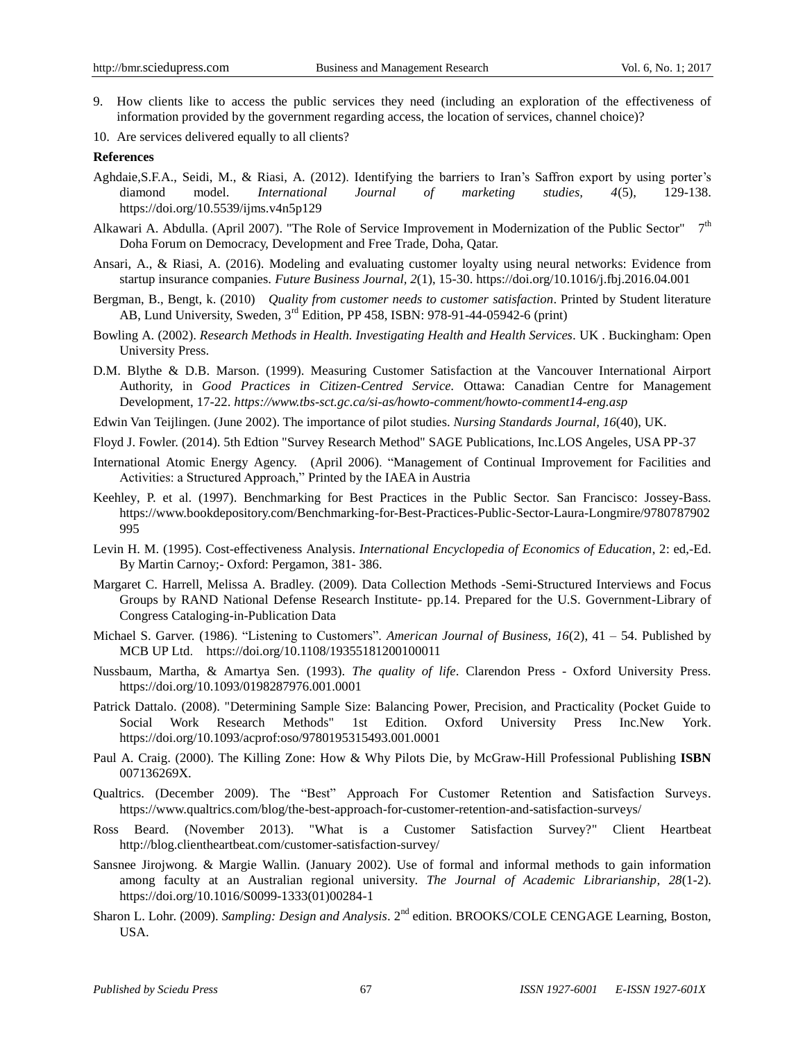9. How clients like to access the public services they need (including an exploration of the effectiveness of information provided by the government regarding access, the location of services, channel choice)?
10. Are services delivered equally to all clients?

**References**

Aghdaie,S.F.A., Seidi, M., & Riasi, A. (2012). Identifying the barriers to Iran's Saffron export by using porter's diamond model. *International Journal of marketing studies, 4*(5), 129-138. https://doi.org/10.5539/ijms.v4n5p129

Alkawari A. Abdulla. (April 2007). "The Role of Service Improvement in Modernization of the Public Sector" 7th Doha Forum on Democracy, Development and Free Trade, Doha, Qatar.

Ansari, A., & Riasi, A. (2016). Modeling and evaluating customer loyalty using neural networks: Evidence from startup insurance companies. *Future Business Journal, 2*(1), 15-30. https://doi.org/10.1016/j.fbj.2016.04.001

Bergman, B., Bengt, k. (2010) *Quality from customer needs to customer satisfaction*. Printed by Student literature AB, Lund University, Sweden, 3rd Edition, PP 458, ISBN: 978-91-44-05942-6 (print)

Bowling A. (2002). *Research Methods in Health. Investigating Health and Health Services*. UK . Buckingham: Open University Press.

D.M. Blythe & D.B. Marson. (1999). Measuring Customer Satisfaction at the Vancouver International Airport Authority, in *Good Practices in Citizen-Centred Service*. Ottawa: Canadian Centre for Management Development, 17-22. *https://www.tbs-sct.gc.ca/si-as/howto-comment/howto-comment14-eng.asp*

Edwin Van Teijlingen. (June 2002). The importance of pilot studies. *Nursing Standards Journal, 16*(40), UK.

Floyd J. Fowler. (2014). 5th Edtion "Survey Research Method" SAGE Publications, Inc.LOS Angeles, USA PP-37

International Atomic Energy Agency. (April 2006). "Management of Continual Improvement for Facilities and Activities: a Structured Approach," Printed by the IAEA in Austria

Keehley, P. et al. (1997). Benchmarking for Best Practices in the Public Sector. San Francisco: Jossey-Bass. https://www.bookdepository.com/Benchmarking-for-Best-Practices-Public-Sector-Laura-Longmire/9780787902995

Levin H. M. (1995). Cost-effectiveness Analysis. *International Encyclopedia of Economics of Education*, 2: ed,-Ed. By Martin Carnoy;- Oxford: Pergamon, 381- 386.

Margaret C. Harrell, Melissa A. Bradley. (2009). Data Collection Methods -Semi-Structured Interviews and Focus Groups by RAND National Defense Research Institute- pp.14. Prepared for the U.S. Government-Library of Congress Cataloging-in-Publication Data

Michael S. Garver. (1986). "Listening to Customers". *American Journal of Business, 16*(2), 41 – 54. Published by MCB UP Ltd. https://doi.org/10.1108/19355181200100011

Nussbaum, Martha, & Amartya Sen. (1993). *The quality of life*. Clarendon Press - Oxford University Press. https://doi.org/10.1093/0198287976.001.0001

Patrick Dattalo. (2008). "Determining Sample Size: Balancing Power, Precision, and Practicality (Pocket Guide to Social Work Research Methods" 1st Edition. Oxford University Press Inc.New York. https://doi.org/10.1093/acprof:oso/9780195315493.001.0001

Paul A. Craig. (2000). The Killing Zone: How & Why Pilots Die, by McGraw-Hill Professional Publishing **ISBN** 007136269X.

Qualtrics. (December 2009). The "Best" Approach For Customer Retention and Satisfaction Surveys. https://www.qualtrics.com/blog/the-best-approach-for-customer-retention-and-satisfaction-surveys/

Ross Beard. (November 2013). "What is a Customer Satisfaction Survey?" Client Heartbeat http://blog.clientheartbeat.com/customer-satisfaction-survey/

Sansnee Jirojwong. & Margie Wallin. (January 2002). Use of formal and informal methods to gain information among faculty at an Australian regional university. *The Journal of Academic Librarianship*, *28*(1-2). https://doi.org/10.1016/S0099-1333(01)00284-1

Sharon L. Lohr. (2009). *Sampling: Design and Analysis*. 2nd edition. BROOKS/COLE CENGAGE Learning, Boston, USA.